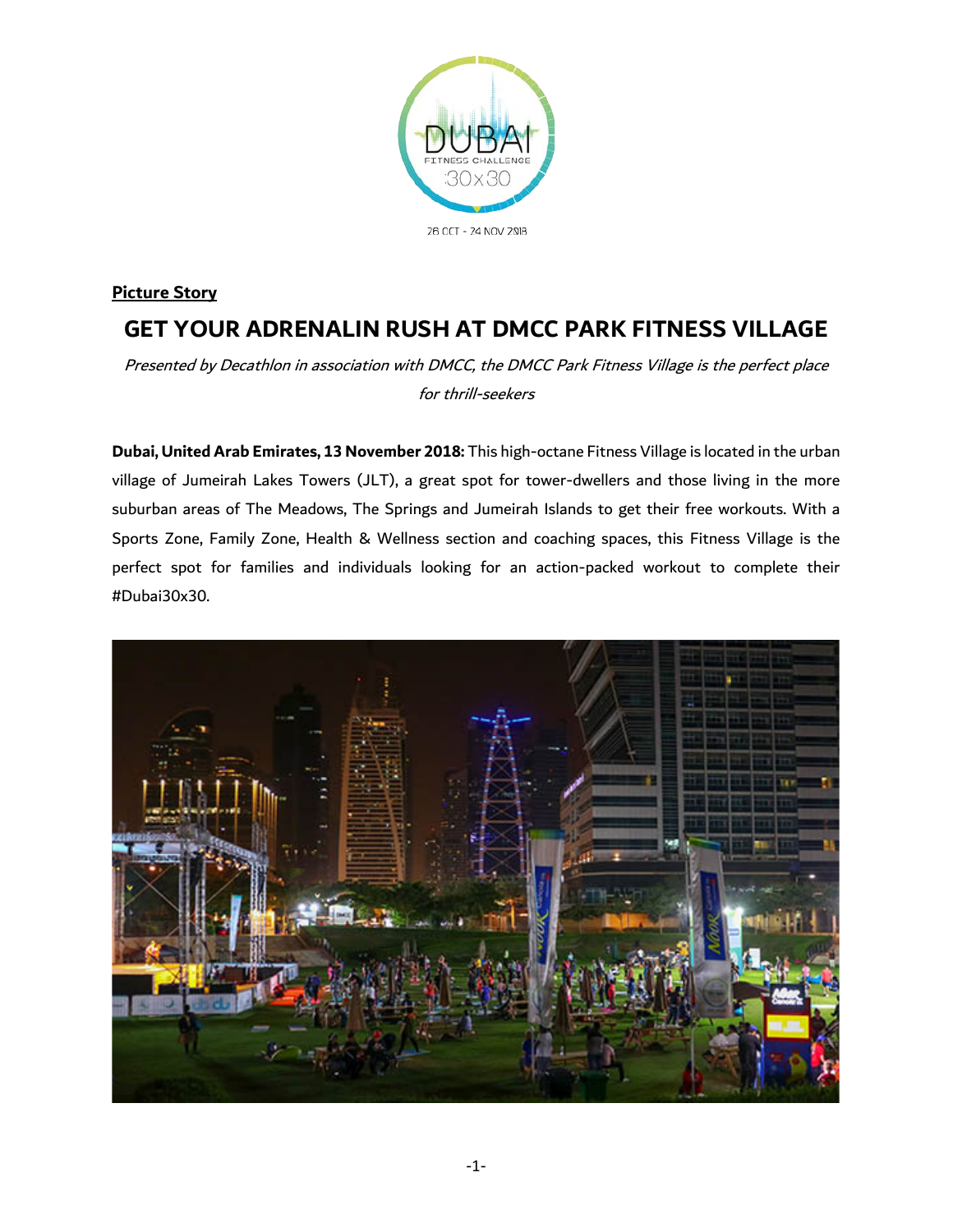**Picture Story**

# GET YOUR ADRENALIN RUSH AT DMCC PARK FITNESS VILLAGE

*Presented by Decathlon in association with DMCC, the DMCC Park Fitness Village is the perfect place for thrill-seekers*

**Dubai, United Arab Emirates, 13 November 2018:** This high-octane Fitness Village is located in the urban village of Jumeirah Lakes Towers (JLT), a great spot for tower-dwellers and those living in the more suburban areas of The Meadows, The Springs and Jumeirah Islands to get their free workouts. With a Sports Zone, Family Zone, Health & Wellness section and coaching spaces, this Fitness Village is the perfect spot for families and individuals looking for an action-packed workout to complete their #Dubai30x30.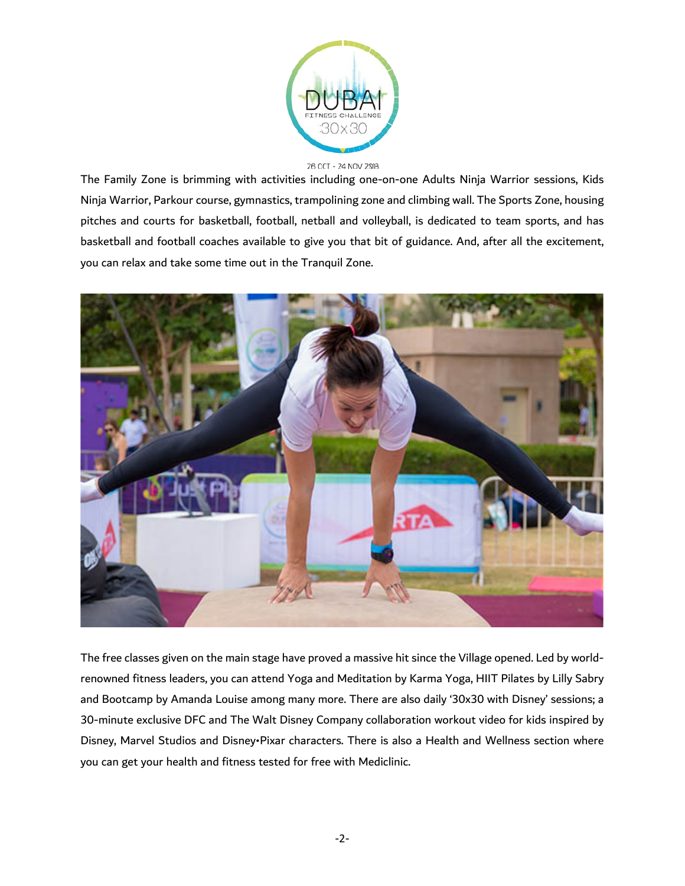The Family Zone is brimming with activities including one-on-one Adults Ninja Warrior sessions, Kids Ninja Warrior, Parkour course, gymnastics, trampolining zone and climbing wall. The Sports Zone, housing pitches and courts for basketball, football, netball and volleyball, is dedicated to team sports, and has basketball and football coaches available to give you that bit of guidance. And, after all the excitement, you can relax and take some time out in the Tranquil Zone.

The free classes given on the main stage have proved a massive hit since the Village opened. Led by world-renowned fitness leaders, you can attend Yoga and Meditation by Karma Yoga, HIIT Pilates by Lilly Sabry and Bootcamp by Amanda Louise among many more. There are also daily '30x30 with Disney' sessions; a 30-minute exclusive DFC and The Walt Disney Company collaboration workout video for kids inspired by Disney, Marvel Studios and Disney•Pixar characters. There is also a Health and Wellness section where you can get your health and fitness tested for free with Mediclinic.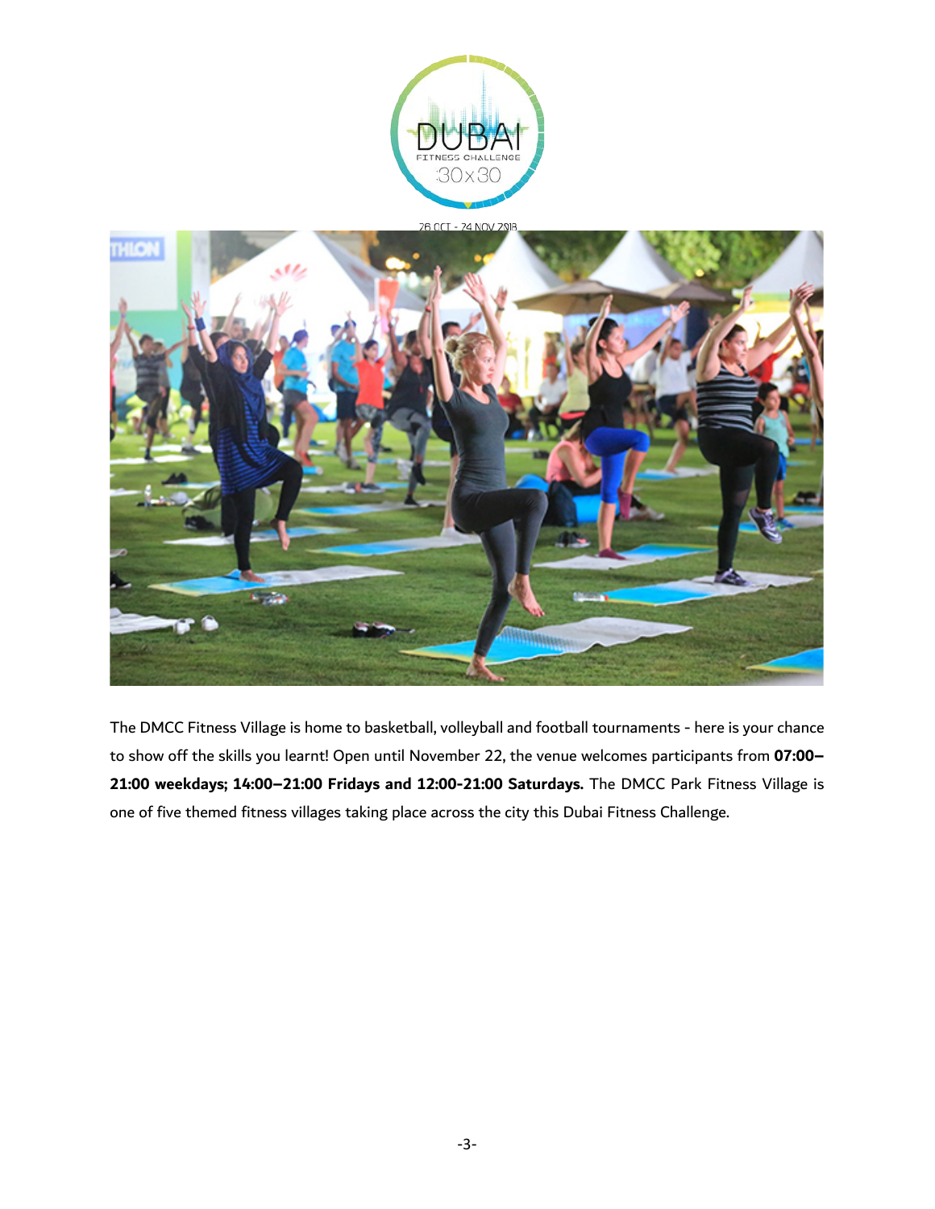The DMCC Fitness Village is home to basketball, volleyball and football tournaments - here is your chance to show off the skills you learnt! Open until November 22, the venue welcomes participants from **07:00–21:00 weekdays; 14:00–21:00 Fridays and 12:00-21:00 Saturdays.** The DMCC Park Fitness Village is one of five themed fitness villages taking place across the city this Dubai Fitness Challenge.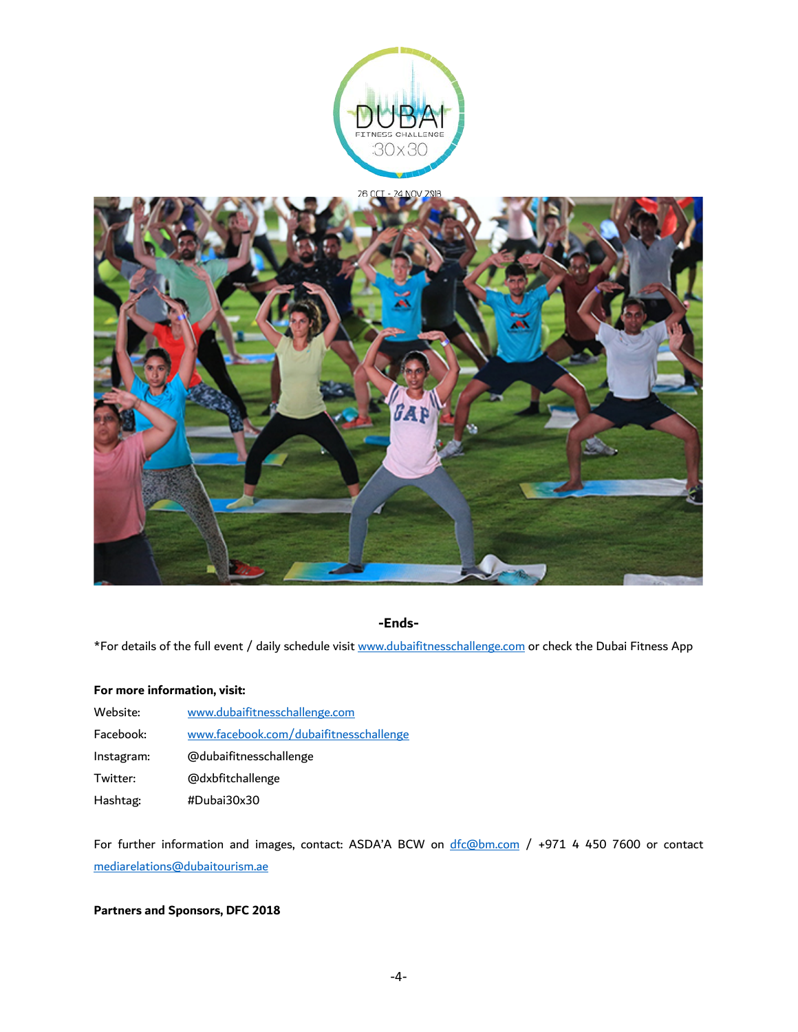-Ends-

*For details of the full event / daily schedule visit www.dubaifitnesschallenge.com or check the Dubai Fitness App

**For more information, visit:**

Website: www.dubaifitnesschallenge.com

Facebook: www.facebook.com/dubaifitnesschallenge

Instagram: @dubaifitnesschallenge

Twitter: @dxbfitchallenge

Hashtag: #Dubai30x30

For further information and images, contact: ASDA'A BCW on dfc@bm.com / +971 4 450 7600 or contact mediarelations@dubaitourism.ae

**Partners and Sponsors, DFC 2018**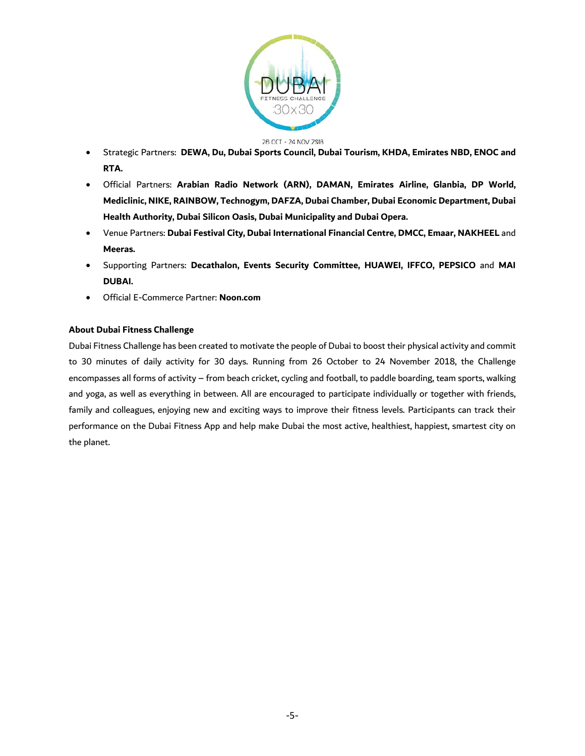- Strategic Partners: **DEWA, Du, Dubai Sports Council, Dubai Tourism, KHDA, Emirates NBD, ENOC and RTA.**
- Official Partners: **Arabian Radio Network (ARN), DAMAN, Emirates Airline, Glanbia, DP World, Mediclinic, NIKE, RAINBOW, Technogym, DAFZA, Dubai Chamber, Dubai Economic Department, Dubai Health Authority, Dubai Silicon Oasis, Dubai Municipality and Dubai Opera.**
- Venue Partners: **Dubai Festival City, Dubai International Financial Centre, DMCC, Emaar, NAKHEEL** and **Meeras.**
- Supporting Partners: **Decathalon, Events Security Committee, HUAWEI, IFFCO, PEPSICO** and **MAI DUBAI.**
- Official E-Commerce Partner: **Noon.com**

**About Dubai Fitness Challenge**

Dubai Fitness Challenge has been created to motivate the people of Dubai to boost their physical activity and commit to 30 minutes of daily activity for 30 days. Running from 26 October to 24 November 2018, the Challenge encompasses all forms of activity – from beach cricket, cycling and football, to paddle boarding, team sports, walking and yoga, as well as everything in between. All are encouraged to participate individually or together with friends, family and colleagues, enjoying new and exciting ways to improve their fitness levels. Participants can track their performance on the Dubai Fitness App and help make Dubai the most active, healthiest, happiest, smartest city on the planet.